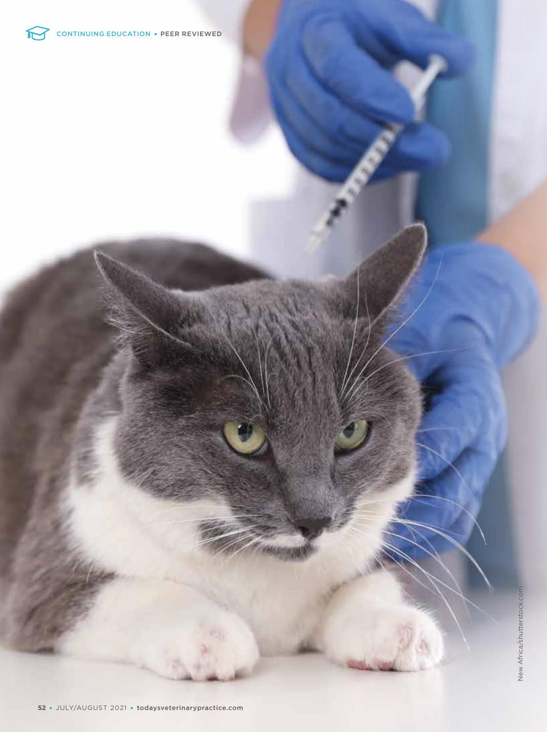New Africa/shutterstock.com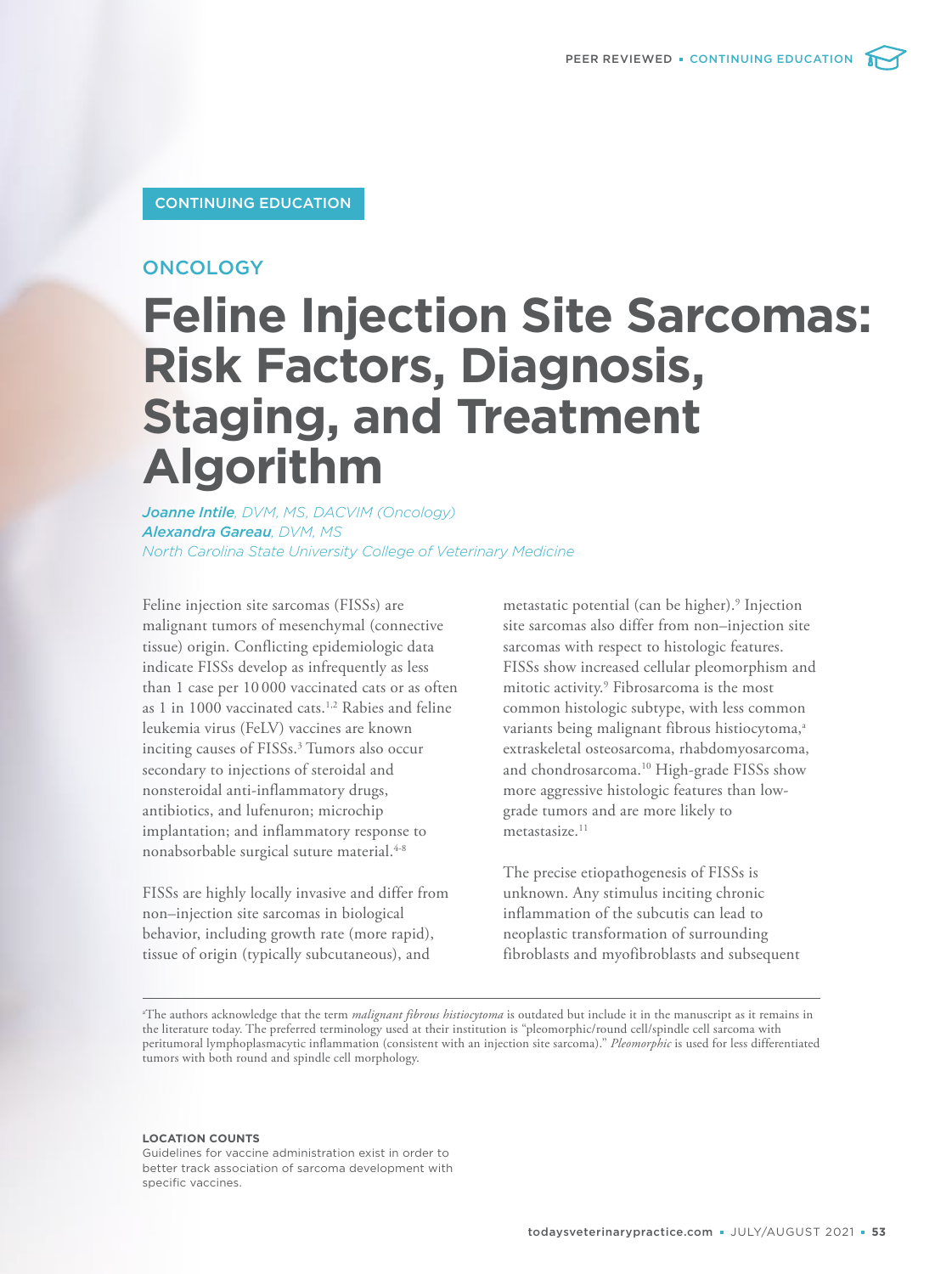CONTINUING EDUCATION

ONCOLOGY

# Feline Injection Site Sarcomas: Risk Factors, Diagnosis, Staging, and Treatment Algorithm

*Joanne Intile, DVM, MS, DACVIM (Oncology)*
*Alexandra Gareau, DVM, MS*
*North Carolina State University College of Veterinary Medicine*

Feline injection site sarcomas (FISSs) are malignant tumors of mesenchymal (connective tissue) origin. Conflicting epidemiologic data indicate FISSs develop as infrequently as less than 1 case per 10 000 vaccinated cats or as often as 1 in 1000 vaccinated cats.[1,2] Rabies and feline leukemia virus (FeLV) vaccines are known inciting causes of FISSs.[3] Tumors also occur secondary to injections of steroidal and nonsteroidal anti-inflammatory drugs, antibiotics, and lufenuron; microchip implantation; and inflammatory response to nonabsorbable surgical suture material.[4-8]

FISSs are highly locally invasive and differ from non–injection site sarcomas in biological behavior, including growth rate (more rapid), tissue of origin (typically subcutaneous), and metastatic potential (can be higher).[9] Injection site sarcomas also differ from non–injection site sarcomas with respect to histologic features. FISSs show increased cellular pleomorphism and mitotic activity.[9] Fibrosarcoma is the most common histologic subtype, with less common variants being malignant fibrous histiocytoma,[a] extraskeletal osteosarcoma, rhabdomyosarcoma, and chondrosarcoma.[10] High-grade FISSs show more aggressive histologic features than low-grade tumors and are more likely to metastasize.[11]

The precise etiopathogenesis of FISSs is unknown. Any stimulus inciting chronic inflammation of the subcutis can lead to neoplastic transformation of surrounding fibroblasts and myofibroblasts and subsequent

[a]The authors acknowledge that the term *malignant fibrous histiocytoma* is outdated but include it in the manuscript as it remains in the literature today. The preferred terminology used at their institution is "pleomorphic/round cell/spindle cell sarcoma with peritumoral lymphoplasmacytic inflammation (consistent with an injection site sarcoma)." *Pleomorphic* is used for less differentiated tumors with both round and spindle cell morphology.

**LOCATION COUNTS**
Guidelines for vaccine administration exist in order to better track association of sarcoma development with specific vaccines.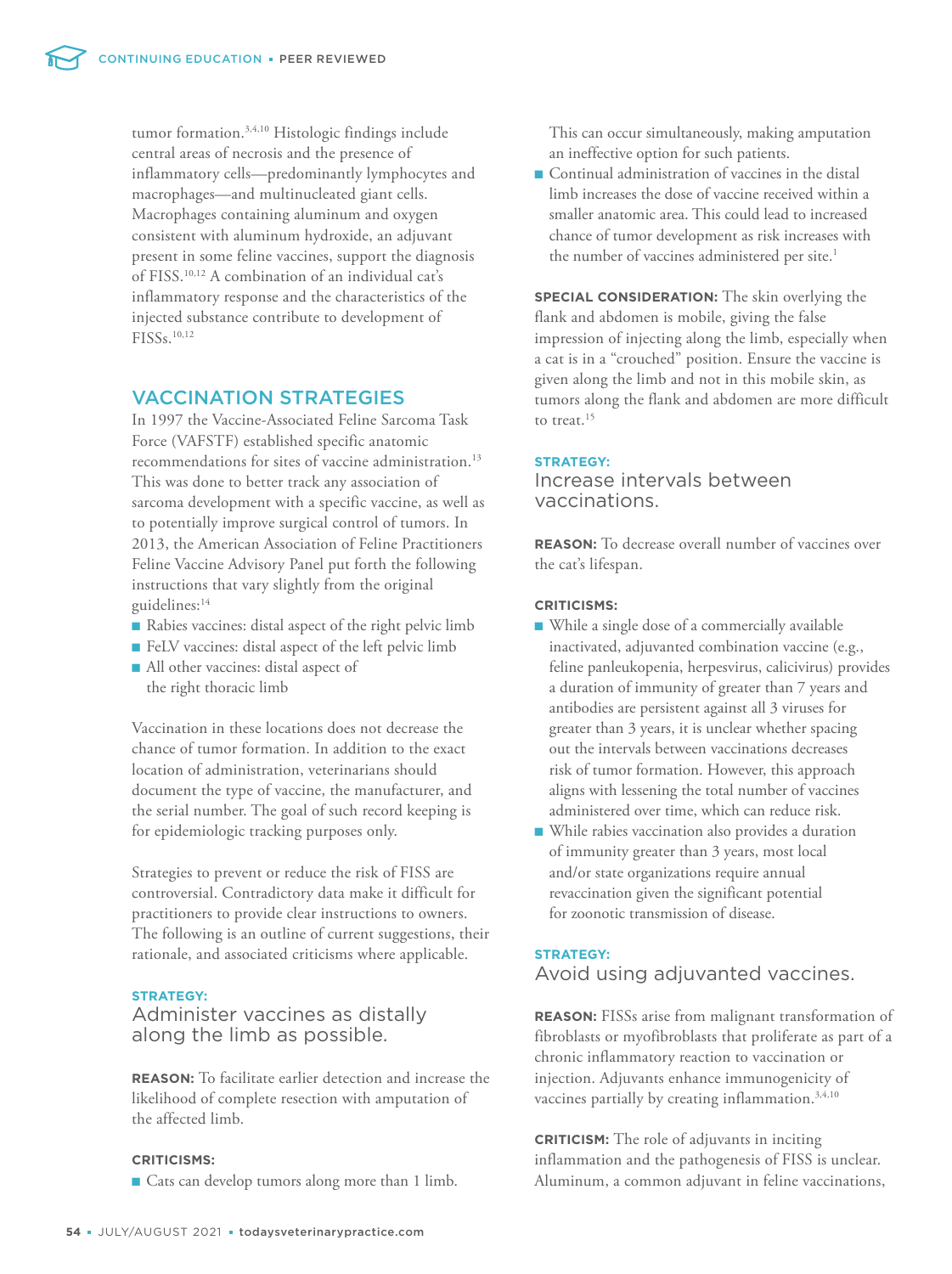tumor formation.[3,4,10] Histologic findings include central areas of necrosis and the presence of inflammatory cells—predominantly lymphocytes and macrophages—and multinucleated giant cells. Macrophages containing aluminum and oxygen consistent with aluminum hydroxide, an adjuvant present in some feline vaccines, support the diagnosis of FISS.[10,12] A combination of an individual cat's inflammatory response and the characteristics of the injected substance contribute to development of FISSs.[10,12]

## VACCINATION STRATEGIES

In 1997 the Vaccine-Associated Feline Sarcoma Task Force (VAFSTF) established specific anatomic recommendations for sites of vaccine administration.[13] This was done to better track any association of sarcoma development with a specific vaccine, as well as to potentially improve surgical control of tumors. In 2013, the American Association of Feline Practitioners Feline Vaccine Advisory Panel put forth the following instructions that vary slightly from the original guidelines:[14]

- Rabies vaccines: distal aspect of the right pelvic limb
- FeLV vaccines: distal aspect of the left pelvic limb
- All other vaccines: distal aspect of the right thoracic limb

Vaccination in these locations does not decrease the chance of tumor formation. In addition to the exact location of administration, veterinarians should document the type of vaccine, the manufacturer, and the serial number. The goal of such record keeping is for epidemiologic tracking purposes only.

Strategies to prevent or reduce the risk of FISS are controversial. Contradictory data make it difficult for practitioners to provide clear instructions to owners. The following is an outline of current suggestions, their rationale, and associated criticisms where applicable.

**STRATEGY:**

### Administer vaccines as distally along the limb as possible.

**REASON:** To facilitate earlier detection and increase the likelihood of complete resection with amputation of the affected limb.

**CRITICISMS:**

- Cats can develop tumors along more than 1 limb. This can occur simultaneously, making amputation an ineffective option for such patients.
- Continual administration of vaccines in the distal limb increases the dose of vaccine received within a smaller anatomic area. This could lead to increased chance of tumor development as risk increases with the number of vaccines administered per site.[1]

**SPECIAL CONSIDERATION:** The skin overlying the flank and abdomen is mobile, giving the false impression of injecting along the limb, especially when a cat is in a "crouched" position. Ensure the vaccine is given along the limb and not in this mobile skin, as tumors along the flank and abdomen are more difficult to treat.[15]

**STRATEGY:**

### Increase intervals between vaccinations.

**REASON:** To decrease overall number of vaccines over the cat's lifespan.

**CRITICISMS:**

- While a single dose of a commercially available inactivated, adjuvanted combination vaccine (e.g., feline panleukopenia, herpesvirus, calicivirus) provides a duration of immunity of greater than 7 years and antibodies are persistent against all 3 viruses for greater than 3 years, it is unclear whether spacing out the intervals between vaccinations decreases risk of tumor formation. However, this approach aligns with lessening the total number of vaccines administered over time, which can reduce risk.
- While rabies vaccination also provides a duration of immunity greater than 3 years, most local and/or state organizations require annual revaccination given the significant potential for zoonotic transmission of disease.

**STRATEGY:**

### Avoid using adjuvanted vaccines.

**REASON:** FISSs arise from malignant transformation of fibroblasts or myofibroblasts that proliferate as part of a chronic inflammatory reaction to vaccination or injection. Adjuvants enhance immunogenicity of vaccines partially by creating inflammation.[3,4,10]

**CRITICISM:** The role of adjuvants in inciting inflammation and the pathogenesis of FISS is unclear. Aluminum, a common adjuvant in feline vaccinations,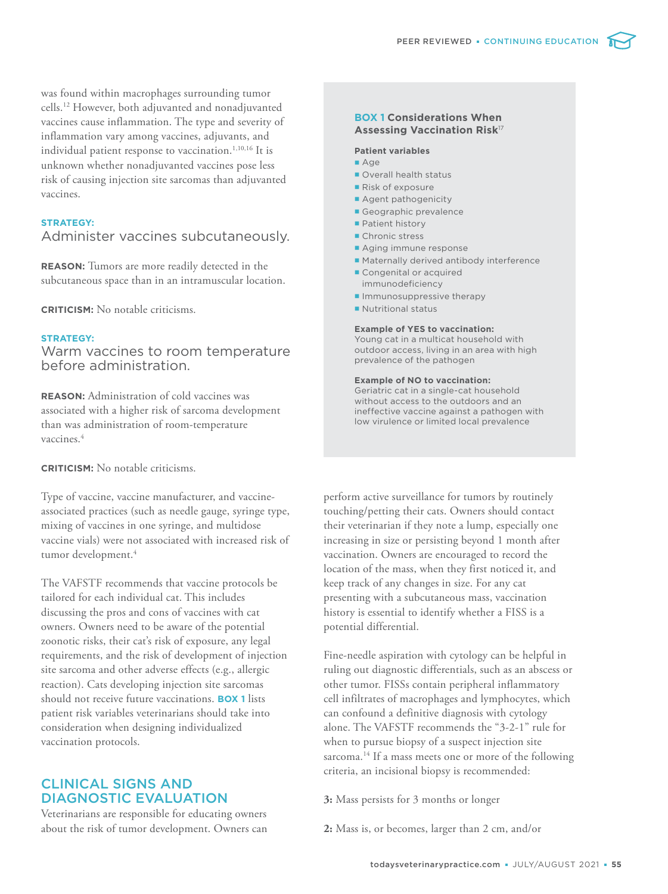was found within macrophages surrounding tumor cells.[12] However, both adjuvanted and nonadjuvanted vaccines cause inflammation. The type and severity of inflammation vary among vaccines, adjuvants, and individual patient response to vaccination.[1,10,16] It is unknown whether nonadjuvanted vaccines pose less risk of causing injection site sarcomas than adjuvanted vaccines.

**STRATEGY:**
Administer vaccines subcutaneously.

**REASON:** Tumors are more readily detected in the subcutaneous space than in an intramuscular location.

**CRITICISM:** No notable criticisms.

**STRATEGY:**
Warm vaccines to room temperature before administration.

**REASON:** Administration of cold vaccines was associated with a higher risk of sarcoma development than was administration of room-temperature vaccines.[4]

**CRITICISM:** No notable criticisms.

Type of vaccine, vaccine manufacturer, and vaccine-associated practices (such as needle gauge, syringe type, mixing of vaccines in one syringe, and multidose vaccine vials) were not associated with increased risk of tumor development.[4]

The VAFSTF recommends that vaccine protocols be tailored for each individual cat. This includes discussing the pros and cons of vaccines with cat owners. Owners need to be aware of the potential zoonotic risks, their cat's risk of exposure, any legal requirements, and the risk of development of injection site sarcoma and other adverse effects (e.g., allergic reaction). Cats developing injection site sarcomas should not receive future vaccinations. **BOX 1** lists patient risk variables veterinarians should take into consideration when designing individualized vaccination protocols.

### BOX 1 Considerations When Assessing Vaccination Risk[17]

**Patient variables**

- Age
- Overall health status
- Risk of exposure
- Agent pathogenicity
- Geographic prevalence
- Patient history
- Chronic stress
- Aging immune response
- Maternally derived antibody interference
- Congenital or acquired immunodeficiency
- Immunosuppressive therapy
- Nutritional status

**Example of YES to vaccination:**
Young cat in a multicat household with outdoor access, living in an area with high prevalence of the pathogen

**Example of NO to vaccination:**
Geriatric cat in a single-cat household without access to the outdoors and an ineffective vaccine against a pathogen with low virulence or limited local prevalence

## CLINICAL SIGNS AND DIAGNOSTIC EVALUATION

Veterinarians are responsible for educating owners about the risk of tumor development. Owners can perform active surveillance for tumors by routinely touching/petting their cats. Owners should contact their veterinarian if they note a lump, especially one increasing in size or persisting beyond 1 month after vaccination. Owners are encouraged to record the location of the mass, when they first noticed it, and keep track of any changes in size. For any cat presenting with a subcutaneous mass, vaccination history is essential to identify whether a FISS is a potential differential.

Fine-needle aspiration with cytology can be helpful in ruling out diagnostic differentials, such as an abscess or other tumor. FISSs contain peripheral inflammatory cell infiltrates of macrophages and lymphocytes, which can confound a definitive diagnosis with cytology alone. The VAFSTF recommends the "3-2-1" rule for when to pursue biopsy of a suspect injection site sarcoma.[14] If a mass meets one or more of the following criteria, an incisional biopsy is recommended:

**3:** Mass persists for 3 months or longer

**2:** Mass is, or becomes, larger than 2 cm, and/or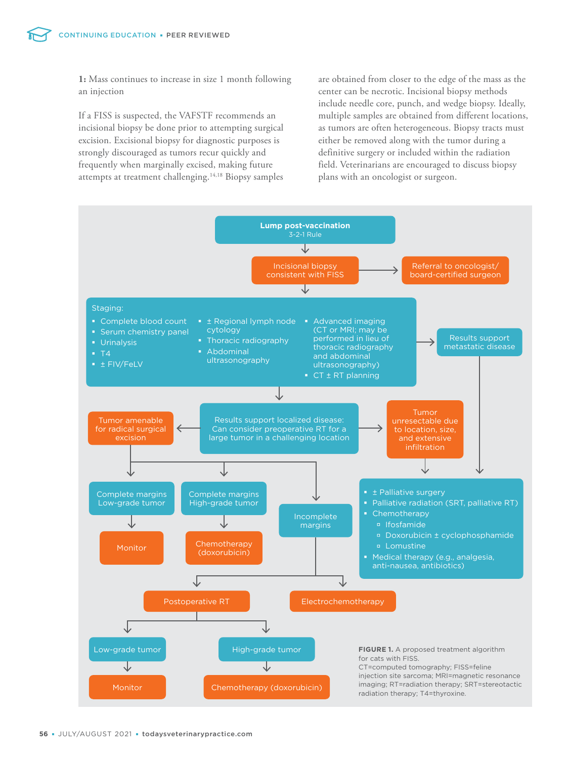**1:** Mass continues to increase in size 1 month following an injection

If a FISS is suspected, the VAFSTF recommends an incisional biopsy be done prior to attempting surgical excision. Excisional biopsy for diagnostic purposes is strongly discouraged as tumors recur quickly and frequently when marginally excised, making future attempts at treatment challenging.[14,18] Biopsy samples are obtained from closer to the edge of the mass as the center can be necrotic. Incisional biopsy methods include needle core, punch, and wedge biopsy. Ideally, multiple samples are obtained from different locations, as tumors are often heterogeneous. Biopsy tracts must either be removed along with the tumor during a definitive surgery or included within the radiation field. Veterinarians are encouraged to discuss biopsy plans with an oncologist or surgeon.

**Lump post-vaccination**
3-2-1 Rule

↓

Incisional biopsy consistent with FISS → Referral to oncologist/board-certified surgeon

↓

Staging:

- Complete blood count
- Serum chemistry panel
- Urinalysis
- T4
- ± FIV/FeLV
- ± Regional lymph node cytology
- Thoracic radiography
- Abdominal ultrasonography
- Advanced imaging (CT or MRI; may be performed in lieu of thoracic radiography and abdominal ultrasonography)
- CT ± RT planning

→ Results support metastatic disease → (see palliative options below)

↓

Results support localized disease: Can consider preoperative RT for a large tumor in a challenging location

- ← Tumor amenable for radical surgical excision
  - Complete margins Low-grade tumor → Monitor
  - Complete margins High-grade tumor → Chemotherapy (doxorubicin)
  - Incomplete margins
    - Postoperative RT
      - Low-grade tumor → Monitor
      - High-grade tumor → Chemotherapy (doxorubicin)
    - Electrochemotherapy
- → Tumor unresectable due to location, size, and extensive infiltration
  - ± Palliative surgery
  - Palliative radiation (SRT, palliative RT)
  - Chemotherapy
    - Ifosfamide
    - Doxorubicin ± cyclophosphamide
    - Lomustine
  - Medical therapy (e.g., analgesia, anti-nausea, antibiotics)

**FIGURE 1.** A proposed treatment algorithm for cats with FISS.
CT=computed tomography; FISS=feline injection site sarcoma; MRI=magnetic resonance imaging; RT=radiation therapy; SRT=stereotactic radiation therapy; T4=thyroxine.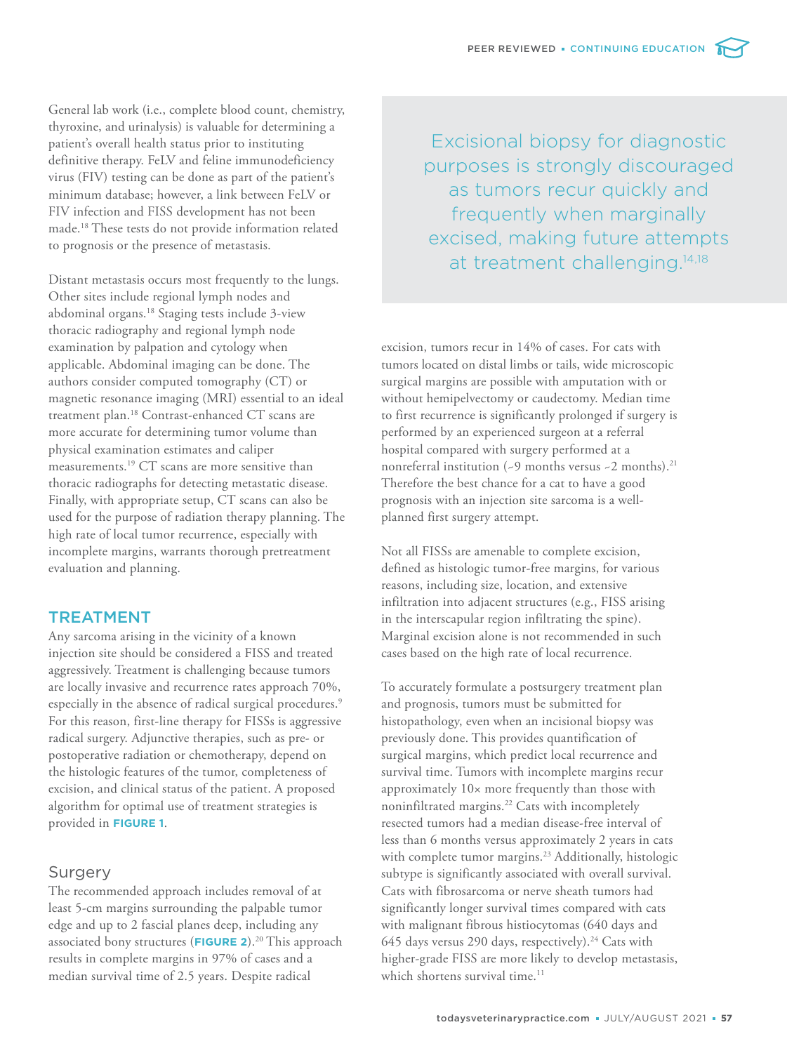General lab work (i.e., complete blood count, chemistry, thyroxine, and urinalysis) is valuable for determining a patient's overall health status prior to instituting definitive therapy. FeLV and feline immunodeficiency virus (FIV) testing can be done as part of the patient's minimum database; however, a link between FeLV or FIV infection and FISS development has not been made.[18] These tests do not provide information related to prognosis or the presence of metastasis.

Distant metastasis occurs most frequently to the lungs. Other sites include regional lymph nodes and abdominal organs.[18] Staging tests include 3-view thoracic radiography and regional lymph node examination by palpation and cytology when applicable. Abdominal imaging can be done. The authors consider computed tomography (CT) or magnetic resonance imaging (MRI) essential to an ideal treatment plan.[18] Contrast-enhanced CT scans are more accurate for determining tumor volume than physical examination estimates and caliper measurements.[19] CT scans are more sensitive than thoracic radiographs for detecting metastatic disease. Finally, with appropriate setup, CT scans can also be used for the purpose of radiation therapy planning. The high rate of local tumor recurrence, especially with incomplete margins, warrants thorough pretreatment evaluation and planning.

## TREATMENT

Any sarcoma arising in the vicinity of a known injection site should be considered a FISS and treated aggressively. Treatment is challenging because tumors are locally invasive and recurrence rates approach 70%, especially in the absence of radical surgical procedures.[9] For this reason, first-line therapy for FISSs is aggressive radical surgery. Adjunctive therapies, such as pre- or postoperative radiation or chemotherapy, depend on the histologic features of the tumor, completeness of excision, and clinical status of the patient. A proposed algorithm for optimal use of treatment strategies is provided in **FIGURE 1**.

### Surgery

The recommended approach includes removal of at least 5-cm margins surrounding the palpable tumor edge and up to 2 fascial planes deep, including any associated bony structures (**FIGURE 2**).[20] This approach results in complete margins in 97% of cases and a median survival time of 2.5 years. Despite radical excision, tumors recur in 14% of cases. For cats with tumors located on distal limbs or tails, wide microscopic surgical margins are possible with amputation with or without hemipelvectomy or caudectomy. Median time to first recurrence is significantly prolonged if surgery is performed by an experienced surgeon at a referral hospital compared with surgery performed at a nonreferral institution (~9 months versus ~2 months).[21] Therefore the best chance for a cat to have a good prognosis with an injection site sarcoma is a well-planned first surgery attempt.

> Excisional biopsy for diagnostic purposes is strongly discouraged as tumors recur quickly and frequently when marginally excised, making future attempts at treatment challenging.[14,18]

Not all FISSs are amenable to complete excision, defined as histologic tumor-free margins, for various reasons, including size, location, and extensive infiltration into adjacent structures (e.g., FISS arising in the interscapular region infiltrating the spine). Marginal excision alone is not recommended in such cases based on the high rate of local recurrence.

To accurately formulate a postsurgery treatment plan and prognosis, tumors must be submitted for histopathology, even when an incisional biopsy was previously done. This provides quantification of surgical margins, which predict local recurrence and survival time. Tumors with incomplete margins recur approximately 10× more frequently than those with noninfiltrated margins.[22] Cats with incompletely resected tumors had a median disease-free interval of less than 6 months versus approximately 2 years in cats with complete tumor margins.[23] Additionally, histologic subtype is significantly associated with overall survival. Cats with fibrosarcoma or nerve sheath tumors had significantly longer survival times compared with cats with malignant fibrous histiocytomas (640 days and 645 days versus 290 days, respectively).[24] Cats with higher-grade FISS are more likely to develop metastasis, which shortens survival time.[11]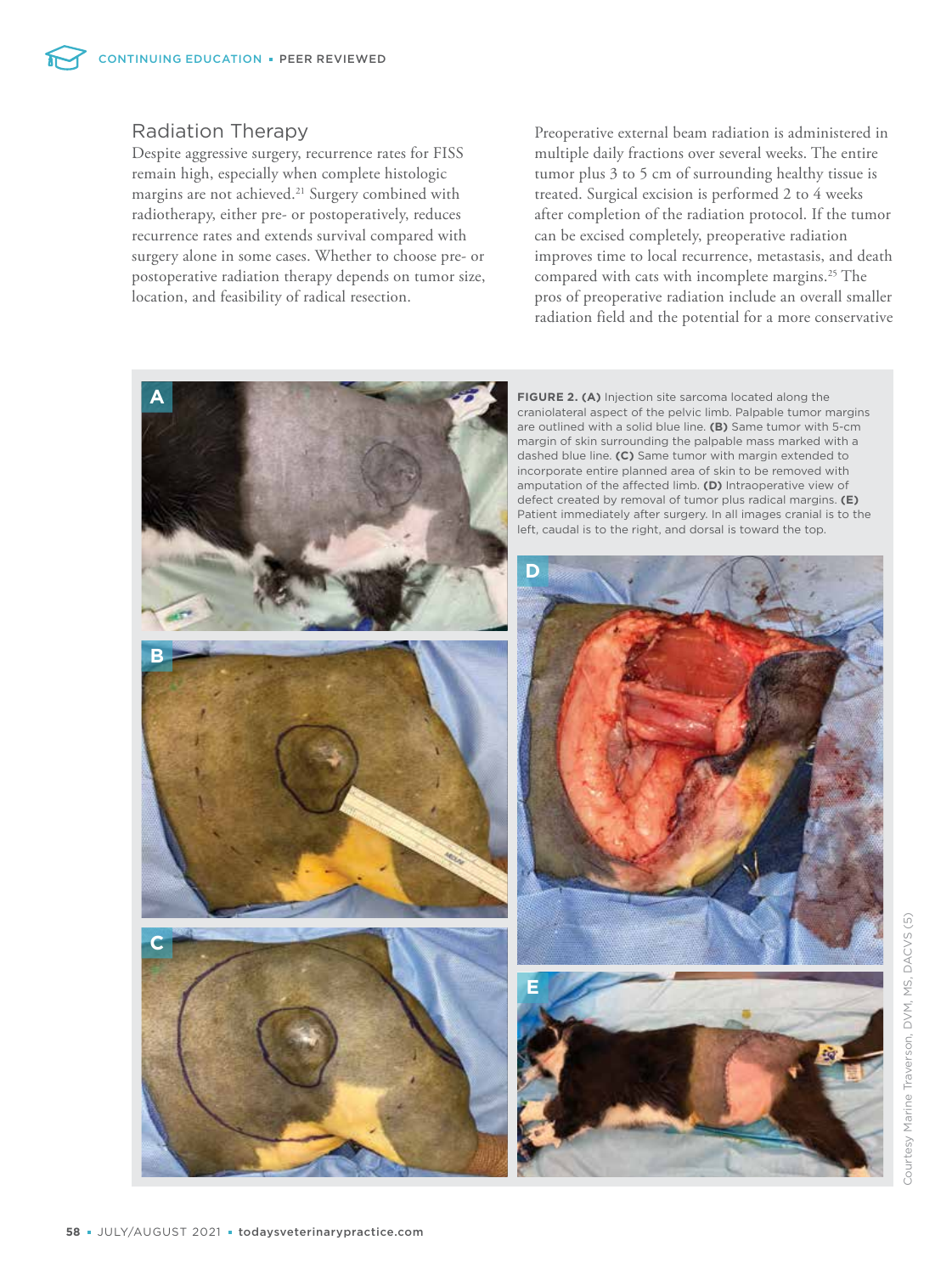## Radiation Therapy

Despite aggressive surgery, recurrence rates for FISS remain high, especially when complete histologic margins are not achieved.[21] Surgery combined with radiotherapy, either pre- or postoperatively, reduces recurrence rates and extends survival compared with surgery alone in some cases. Whether to choose pre- or postoperative radiation therapy depends on tumor size, location, and feasibility of radical resection.

Preoperative external beam radiation is administered in multiple daily fractions over several weeks. The entire tumor plus 3 to 5 cm of surrounding healthy tissue is treated. Surgical excision is performed 2 to 4 weeks after completion of the radiation protocol. If the tumor can be excised completely, preoperative radiation improves time to local recurrence, metastasis, and death compared with cats with incomplete margins.[25] The pros of preoperative radiation include an overall smaller radiation field and the potential for a more conservative

**FIGURE 2. (A)** Injection site sarcoma located along the craniolateral aspect of the pelvic limb. Palpable tumor margins are outlined with a solid blue line. **(B)** Same tumor with 5-cm margin of skin surrounding the palpable mass marked with a dashed blue line. **(C)** Same tumor with margin extended to incorporate entire planned area of skin to be removed with amputation of the affected limb. **(D)** Intraoperative view of defect created by removal of tumor plus radical margins. **(E)** Patient immediately after surgery. In all images cranial is to the left, caudal is to the right, and dorsal is toward the top.

Courtesy Marine Traverson, DVM, MS, DACVS (5)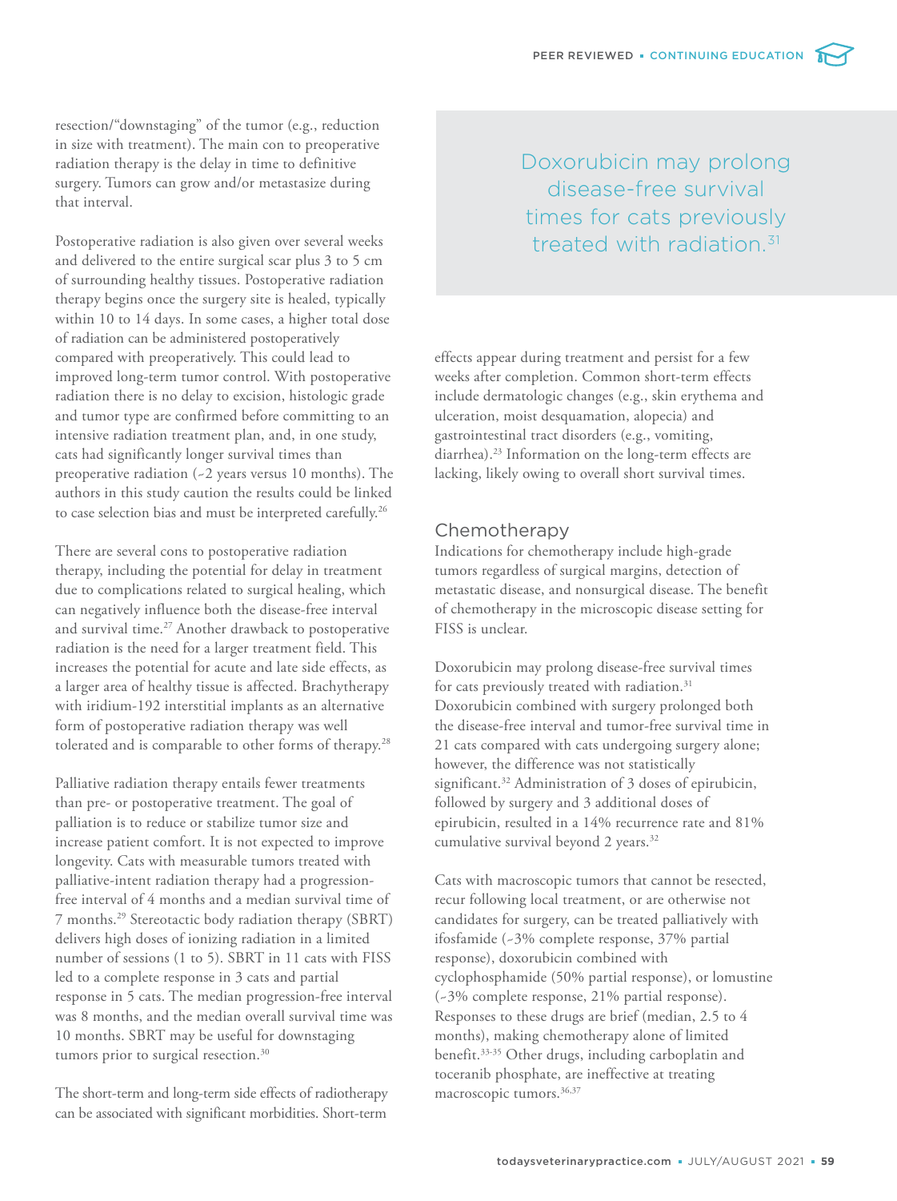resection/“downstaging” of the tumor (e.g., reduction in size with treatment). The main con to preoperative radiation therapy is the delay in time to definitive surgery. Tumors can grow and/or metastasize during that interval.

Postoperative radiation is also given over several weeks and delivered to the entire surgical scar plus 3 to 5 cm of surrounding healthy tissues. Postoperative radiation therapy begins once the surgery site is healed, typically within 10 to 14 days. In some cases, a higher total dose of radiation can be administered postoperatively compared with preoperatively. This could lead to improved long-term tumor control. With postoperative radiation there is no delay to excision, histologic grade and tumor type are confirmed before committing to an intensive radiation treatment plan, and, in one study, cats had significantly longer survival times than preoperative radiation (~2 years versus 10 months). The authors in this study caution the results could be linked to case selection bias and must be interpreted carefully.[26]

There are several cons to postoperative radiation therapy, including the potential for delay in treatment due to complications related to surgical healing, which can negatively influence both the disease-free interval and survival time.[27] Another drawback to postoperative radiation is the need for a larger treatment field. This increases the potential for acute and late side effects, as a larger area of healthy tissue is affected. Brachytherapy with iridium-192 interstitial implants as an alternative form of postoperative radiation therapy was well tolerated and is comparable to other forms of therapy.[28]

Palliative radiation therapy entails fewer treatments than pre- or postoperative treatment. The goal of palliation is to reduce or stabilize tumor size and increase patient comfort. It is not expected to improve longevity. Cats with measurable tumors treated with palliative-intent radiation therapy had a progression-free interval of 4 months and a median survival time of 7 months.[29] Stereotactic body radiation therapy (SBRT) delivers high doses of ionizing radiation in a limited number of sessions (1 to 5). SBRT in 11 cats with FISS led to a complete response in 3 cats and partial response in 5 cats. The median progression-free interval was 8 months, and the median overall survival time was 10 months. SBRT may be useful for downstaging tumors prior to surgical resection.[30]

The short-term and long-term side effects of radiotherapy can be associated with significant morbidities. Short-term effects appear during treatment and persist for a few weeks after completion. Common short-term effects include dermatologic changes (e.g., skin erythema and ulceration, moist desquamation, alopecia) and gastrointestinal tract disorders (e.g., vomiting, diarrhea).[23] Information on the long-term effects are lacking, likely owing to overall short survival times.

> Doxorubicin may prolong disease-free survival times for cats previously treated with radiation.[31]

## Chemotherapy

Indications for chemotherapy include high-grade tumors regardless of surgical margins, detection of metastatic disease, and nonsurgical disease. The benefit of chemotherapy in the microscopic disease setting for FISS is unclear.

Doxorubicin may prolong disease-free survival times for cats previously treated with radiation.[31] Doxorubicin combined with surgery prolonged both the disease-free interval and tumor-free survival time in 21 cats compared with cats undergoing surgery alone; however, the difference was not statistically significant.[32] Administration of 3 doses of epirubicin, followed by surgery and 3 additional doses of epirubicin, resulted in a 14% recurrence rate and 81% cumulative survival beyond 2 years.[32]

Cats with macroscopic tumors that cannot be resected, recur following local treatment, or are otherwise not candidates for surgery, can be treated palliatively with ifosfamide (~3% complete response, 37% partial response), doxorubicin combined with cyclophosphamide (50% partial response), or lomustine (~3% complete response, 21% partial response). Responses to these drugs are brief (median, 2.5 to 4 months), making chemotherapy alone of limited benefit.[33-35] Other drugs, including carboplatin and toceranib phosphate, are ineffective at treating macroscopic tumors.[36,37]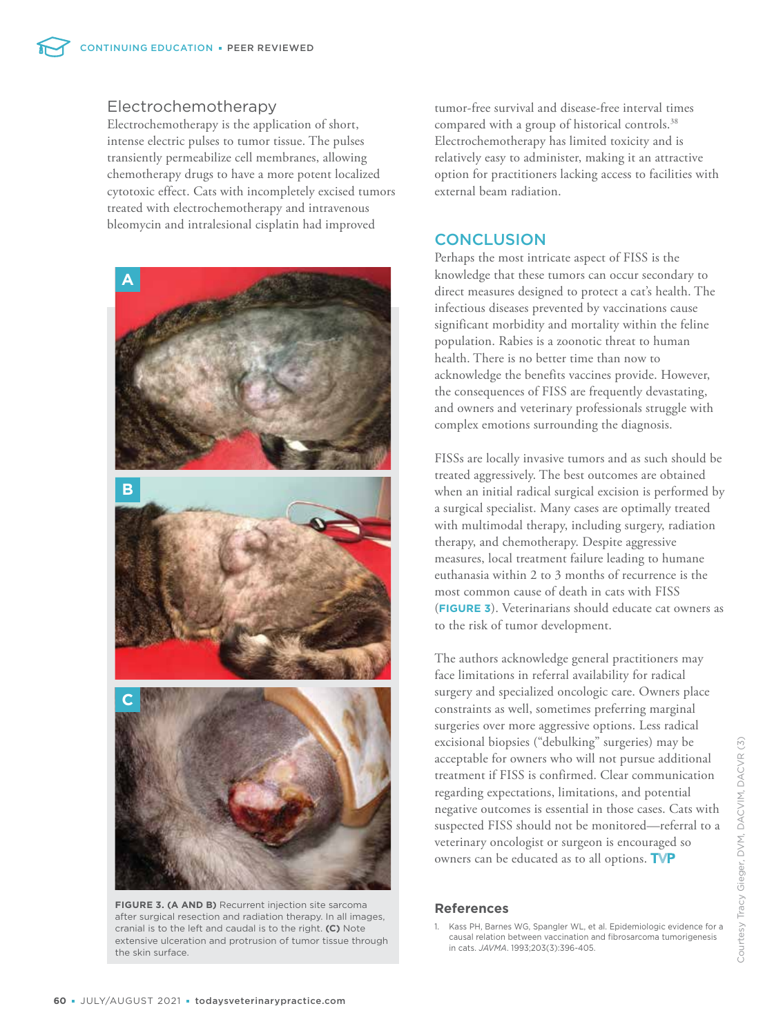### Electrochemotherapy

Electrochemotherapy is the application of short, intense electric pulses to tumor tissue. The pulses transiently permeabilize cell membranes, allowing chemotherapy drugs to have a more potent localized cytotoxic effect. Cats with incompletely excised tumors treated with electrochemotherapy and intravenous bleomycin and intralesional cisplatin had improved tumor-free survival and disease-free interval times compared with a group of historical controls.[38] Electrochemotherapy has limited toxicity and is relatively easy to administer, making it an attractive option for practitioners lacking access to facilities with external beam radiation.

**FIGURE 3. (A AND B)** Recurrent injection site sarcoma after surgical resection and radiation therapy. In all images, cranial is to the left and caudal is to the right. **(C)** Note extensive ulceration and protrusion of tumor tissue through the skin surface.

Courtesy Tracy Gieger, DVM, DACVIM, DACVR (3)

## CONCLUSION

Perhaps the most intricate aspect of FISS is the knowledge that these tumors can occur secondary to direct measures designed to protect a cat's health. The infectious diseases prevented by vaccinations cause significant morbidity and mortality within the feline population. Rabies is a zoonotic threat to human health. There is no better time than now to acknowledge the benefits vaccines provide. However, the consequences of FISS are frequently devastating, and owners and veterinary professionals struggle with complex emotions surrounding the diagnosis.

FISSs are locally invasive tumors and as such should be treated aggressively. The best outcomes are obtained when an initial radical surgical excision is performed by a surgical specialist. Many cases are optimally treated with multimodal therapy, including surgery, radiation therapy, and chemotherapy. Despite aggressive measures, local treatment failure leading to humane euthanasia within 2 to 3 months of recurrence is the most common cause of death in cats with FISS (**FIGURE 3**). Veterinarians should educate cat owners as to the risk of tumor development.

The authors acknowledge general practitioners may face limitations in referral availability for radical surgery and specialized oncologic care. Owners place constraints as well, sometimes preferring marginal surgeries over more aggressive options. Less radical excisional biopsies ("debulking" surgeries) may be acceptable for owners who will not pursue additional treatment if FISS is confirmed. Clear communication regarding expectations, limitations, and potential negative outcomes is essential in those cases. Cats with suspected FISS should not be monitored—referral to a veterinary oncologist or surgeon is encouraged so owners can be educated as to all options. **TVP**

## References

1. Kass PH, Barnes WG, Spangler WL, et al. Epidemiologic evidence for a causal relation between vaccination and fibrosarcoma tumorigenesis in cats. *JAVMA*. 1993;203(3):396-405.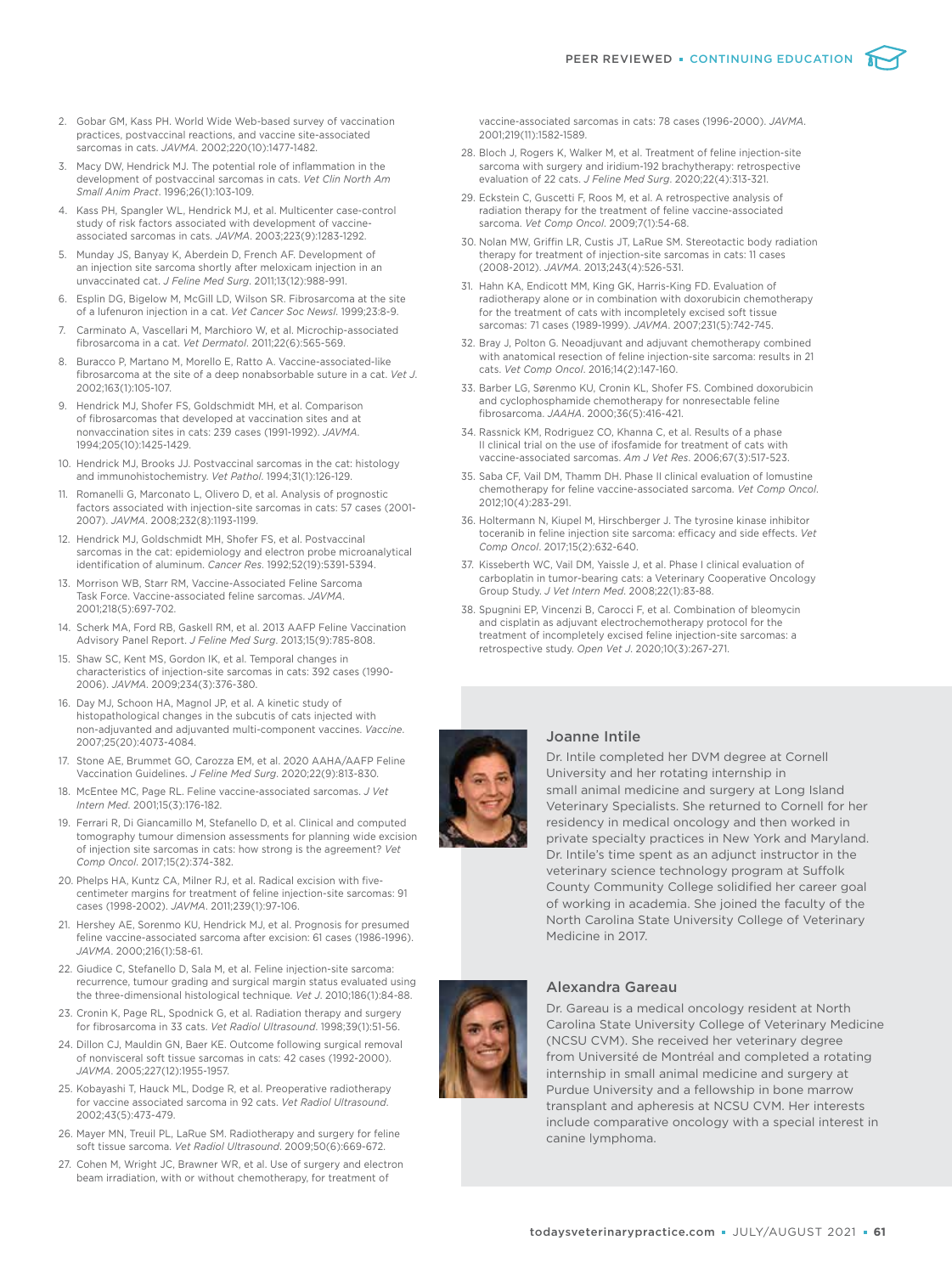2. Gobar GM, Kass PH. World Wide Web-based survey of vaccination practices, postvaccinal reactions, and vaccine site-associated sarcomas in cats. *JAVMA*. 2002;220(10):1477-1482.
3. Macy DW, Hendrick MJ. The potential role of inflammation in the development of postvaccinal sarcomas in cats. *Vet Clin North Am Small Anim Pract*. 1996;26(1):103-109.
4. Kass PH, Spangler WL, Hendrick MJ, et al. Multicenter case-control study of risk factors associated with development of vaccine-associated sarcomas in cats. *JAVMA*. 2003;223(9):1283-1292.
5. Munday JS, Banyay K, Aberdein D, French AF. Development of an injection site sarcoma shortly after meloxicam injection in an unvaccinated cat. *J Feline Med Surg*. 2011;13(12):988-991.
6. Esplin DG, Bigelow M, McGill LD, Wilson SR. Fibrosarcoma at the site of a lufenuron injection in a cat. *Vet Cancer Soc Newsl*. 1999;23:8-9.
7. Carminato A, Vascellari M, Marchioro W, et al. Microchip-associated fibrosarcoma in a cat. *Vet Dermatol*. 2011;22(6):565-569.
8. Buracco P, Martano M, Morello E, Ratto A. Vaccine-associated-like fibrosarcoma at the site of a deep nonabsorbable suture in a cat. *Vet J*. 2002;163(1):105-107.
9. Hendrick MJ, Shofer FS, Goldschmidt MH, et al. Comparison of fibrosarcomas that developed at vaccination sites and at nonvaccination sites in cats: 239 cases (1991-1992). *JAVMA*. 1994;205(10):1425-1429.
10. Hendrick MJ, Brooks JJ. Postvaccinal sarcomas in the cat: histology and immunohistochemistry. *Vet Pathol*. 1994;31(1):126-129.
11. Romanelli G, Marconato L, Olivero D, et al. Analysis of prognostic factors associated with injection-site sarcomas in cats: 57 cases (2001-2007). *JAVMA*. 2008;232(8):1193-1199.
12. Hendrick MJ, Goldschmidt MH, Shofer FS, et al. Postvaccinal sarcomas in the cat: epidemiology and electron probe microanalytical identification of aluminum. *Cancer Res*. 1992;52(19):5391-5394.
13. Morrison WB, Starr RM, Vaccine-Associated Feline Sarcoma Task Force. Vaccine-associated feline sarcomas. *JAVMA*. 2001;218(5):697-702.
14. Scherk MA, Ford RB, Gaskell RM, et al. 2013 AAFP Feline Vaccination Advisory Panel Report. *J Feline Med Surg*. 2013;15(9):785-808.
15. Shaw SC, Kent MS, Gordon IK, et al. Temporal changes in characteristics of injection-site sarcomas in cats: 392 cases (1990-2006). *JAVMA*. 2009;234(3):376-380.
16. Day MJ, Schoon HA, Magnol JP, et al. A kinetic study of histopathological changes in the subcutis of cats injected with non-adjuvanted and adjuvanted multi-component vaccines. *Vaccine*. 2007;25(20):4073-4084.
17. Stone AE, Brummet GO, Carozza EM, et al. 2020 AAHA/AAFP Feline Vaccination Guidelines. *J Feline Med Surg*. 2020;22(9):813-830.
18. McEntee MC, Page RL. Feline vaccine-associated sarcomas. *J Vet Intern Med*. 2001;15(3):176-182.
19. Ferrari R, Di Giancamillo M, Stefanello D, et al. Clinical and computed tomography tumour dimension assessments for planning wide excision of injection site sarcomas in cats: how strong is the agreement? *Vet Comp Oncol*. 2017;15(2):374-382.
20. Phelps HA, Kuntz CA, Milner RJ, et al. Radical excision with five-centimeter margins for treatment of feline injection-site sarcomas: 91 cases (1998-2002). *JAVMA*. 2011;239(1):97-106.
21. Hershey AE, Sorenmo KU, Hendrick MJ, et al. Prognosis for presumed feline vaccine-associated sarcoma after excision: 61 cases (1986-1996). *JAVMA*. 2000;216(1):58-61.
22. Giudice C, Stefanello D, Sala M, et al. Feline injection-site sarcoma: recurrence, tumour grading and surgical margin status evaluated using the three-dimensional histological technique. *Vet J*. 2010;186(1):84-88.
23. Cronin K, Page RL, Spodnick G, et al. Radiation therapy and surgery for fibrosarcoma in 33 cats. *Vet Radiol Ultrasound*. 1998;39(1):51-56.
24. Dillon CJ, Mauldin GN, Baer KE. Outcome following surgical removal of nonvisceral soft tissue sarcomas in cats: 42 cases (1992-2000). *JAVMA*. 2005;227(12):1955-1957.
25. Kobayashi T, Hauck ML, Dodge R, et al. Preoperative radiotherapy for vaccine associated sarcoma in 92 cats. *Vet Radiol Ultrasound*. 2002;43(5):473-479.
26. Mayer MN, Treuil PL, LaRue SM. Radiotherapy and surgery for feline soft tissue sarcoma. *Vet Radiol Ultrasound*. 2009;50(6):669-672.
27. Cohen M, Wright JC, Brawner WR, et al. Use of surgery and electron beam irradiation, with or without chemotherapy, for treatment of vaccine-associated sarcomas in cats: 78 cases (1996-2000). *JAVMA*. 2001;219(11):1582-1589.
28. Bloch J, Rogers K, Walker M, et al. Treatment of feline injection-site sarcoma with surgery and iridium-192 brachytherapy: retrospective evaluation of 22 cats. *J Feline Med Surg*. 2020;22(4):313-321.
29. Eckstein C, Guscetti F, Roos M, et al. A retrospective analysis of radiation therapy for the treatment of feline vaccine-associated sarcoma. *Vet Comp Oncol*. 2009;7(1):54-68.
30. Nolan MW, Griffin LR, Custis JT, LaRue SM. Stereotactic body radiation therapy for treatment of injection-site sarcomas in cats: 11 cases (2008-2012). *JAVMA*. 2013;243(4):526-531.
31. Hahn KA, Endicott MM, King GK, Harris-King FD. Evaluation of radiotherapy alone or in combination with doxorubicin chemotherapy for the treatment of cats with incompletely excised soft tissue sarcomas: 71 cases (1989-1999). *JAVMA*. 2007;231(5):742-745.
32. Bray J, Polton G. Neoadjuvant and adjuvant chemotherapy combined with anatomical resection of feline injection-site sarcoma: results in 21 cats. *Vet Comp Oncol*. 2016;14(2):147-160.
33. Barber LG, Sørenmo KU, Cronin KL, Shofer FS. Combined doxorubicin and cyclophosphamide chemotherapy for nonresectable feline fibrosarcoma. *JAAHA*. 2000;36(5):416-421.
34. Rassnick KM, Rodriguez CO, Khanna C, et al. Results of a phase II clinical trial on the use of ifosfamide for treatment of cats with vaccine-associated sarcomas. *Am J Vet Res*. 2006;67(3):517-523.
35. Saba CF, Vail DM, Thamm DH. Phase II clinical evaluation of lomustine chemotherapy for feline vaccine-associated sarcoma. *Vet Comp Oncol*. 2012;10(4):283-291.
36. Holtermann N, Kiupel M, Hirschberger J. The tyrosine kinase inhibitor toceranib in feline injection site sarcoma: efficacy and side effects. *Vet Comp Oncol*. 2017;15(2):632-640.
37. Kisseberth WC, Vail DM, Yaissle J, et al. Phase I clinical evaluation of carboplatin in tumor-bearing cats: a Veterinary Cooperative Oncology Group Study. *J Vet Intern Med*. 2008;22(1):83-88.
38. Spugnini EP, Vincenzi B, Carocci F, et al. Combination of bleomycin and cisplatin as adjuvant electrochemotherapy protocol for the treatment of incompletely excised feline injection-site sarcomas: a retrospective study. *Open Vet J*. 2020;10(3):267-271.

### Joanne Intile

Dr. Intile completed her DVM degree at Cornell University and her rotating internship in small animal medicine and surgery at Long Island Veterinary Specialists. She returned to Cornell for her residency in medical oncology and then worked in private specialty practices in New York and Maryland. Dr. Intile's time spent as an adjunct instructor in the veterinary science technology program at Suffolk County Community College solidified her career goal of working in academia. She joined the faculty of the North Carolina State University College of Veterinary Medicine in 2017.

### Alexandra Gareau

Dr. Gareau is a medical oncology resident at North Carolina State University College of Veterinary Medicine (NCSU CVM). She received her veterinary degree from Université de Montréal and completed a rotating internship in small animal medicine and surgery at Purdue University and a fellowship in bone marrow transplant and apheresis at NCSU CVM. Her interests include comparative oncology with a special interest in canine lymphoma.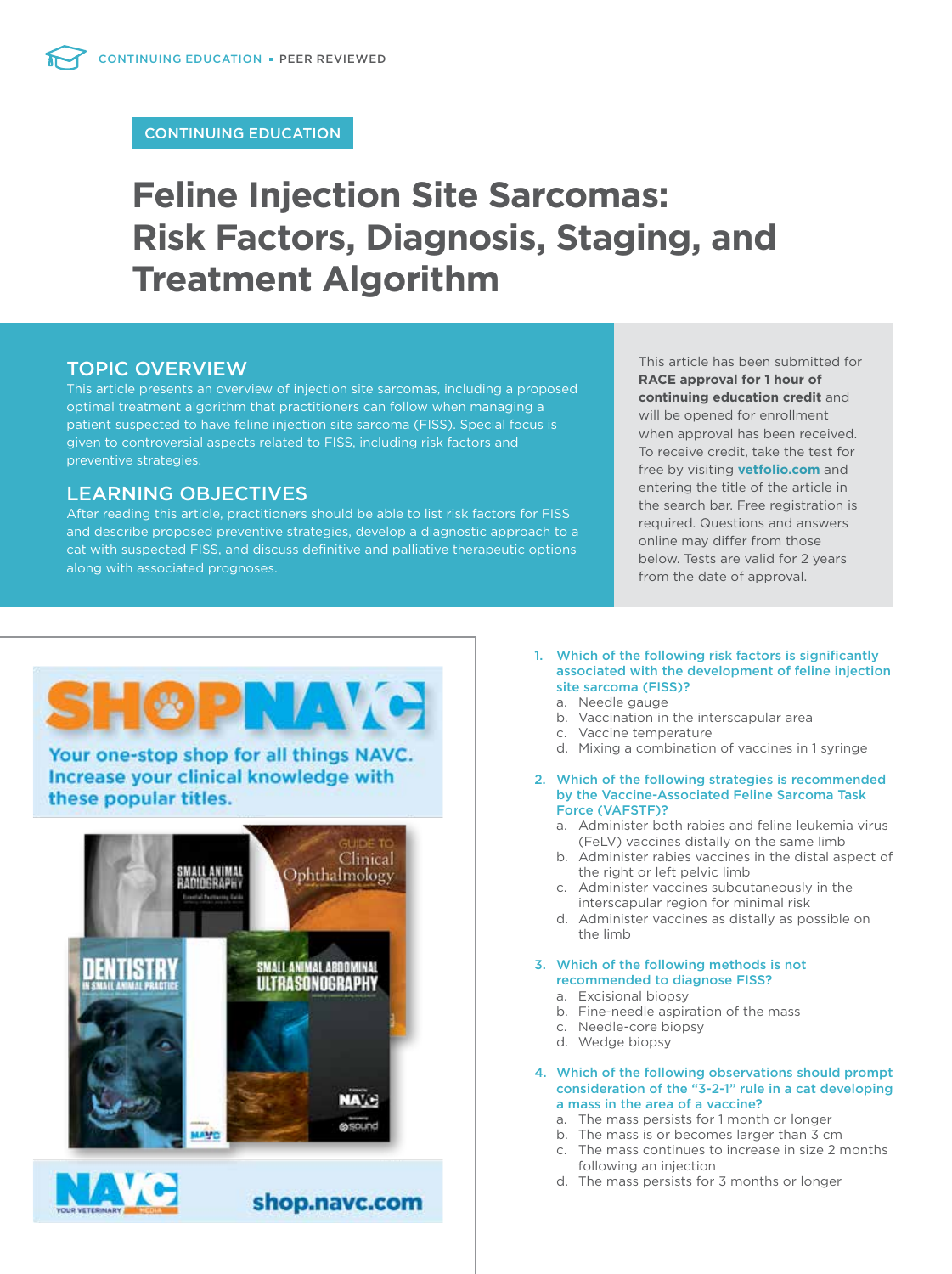CONTINUING EDUCATION

# Feline Injection Site Sarcomas: Risk Factors, Diagnosis, Staging, and Treatment Algorithm

## TOPIC OVERVIEW

This article presents an overview of injection site sarcomas, including a proposed optimal treatment algorithm that practitioners can follow when managing a patient suspected to have feline injection site sarcoma (FISS). Special focus is given to controversial aspects related to FISS, including risk factors and preventive strategies.

## LEARNING OBJECTIVES

After reading this article, practitioners should be able to list risk factors for FISS and describe proposed preventive strategies, develop a diagnostic approach to a cat with suspected FISS, and discuss definitive and palliative therapeutic options along with associated prognoses.

This article has been submitted for **RACE approval for 1 hour of continuing education credit** and will be opened for enrollment when approval has been received. To receive credit, take the test for free by visiting **vetfolio.com** and entering the title of the article in the search bar. Free registration is required. Questions and answers online may differ from those below. Tests are valid for 2 years from the date of approval.

SHOPNAVC
Your one-stop shop for all things NAVC. Increase your clinical knowledge with these popular titles.

shop.navc.com

1. **Which of the following risk factors is significantly associated with the development of feline injection site sarcoma (FISS)?**
   a. Needle gauge
   b. Vaccination in the interscapular area
   c. Vaccine temperature
   d. Mixing a combination of vaccines in 1 syringe

2. **Which of the following strategies is recommended by the Vaccine-Associated Feline Sarcoma Task Force (VAFSTF)?**
   a. Administer both rabies and feline leukemia virus (FeLV) vaccines distally on the same limb
   b. Administer rabies vaccines in the distal aspect of the right or left pelvic limb
   c. Administer vaccines subcutaneously in the interscapular region for minimal risk
   d. Administer vaccines as distally as possible on the limb

3. **Which of the following methods is not recommended to diagnose FISS?**
   a. Excisional biopsy
   b. Fine-needle aspiration of the mass
   c. Needle-core biopsy
   d. Wedge biopsy

4. **Which of the following observations should prompt consideration of the "3-2-1" rule in a cat developing a mass in the area of a vaccine?**
   a. The mass persists for 1 month or longer
   b. The mass is or becomes larger than 3 cm
   c. The mass continues to increase in size 2 months following an injection
   d. The mass persists for 3 months or longer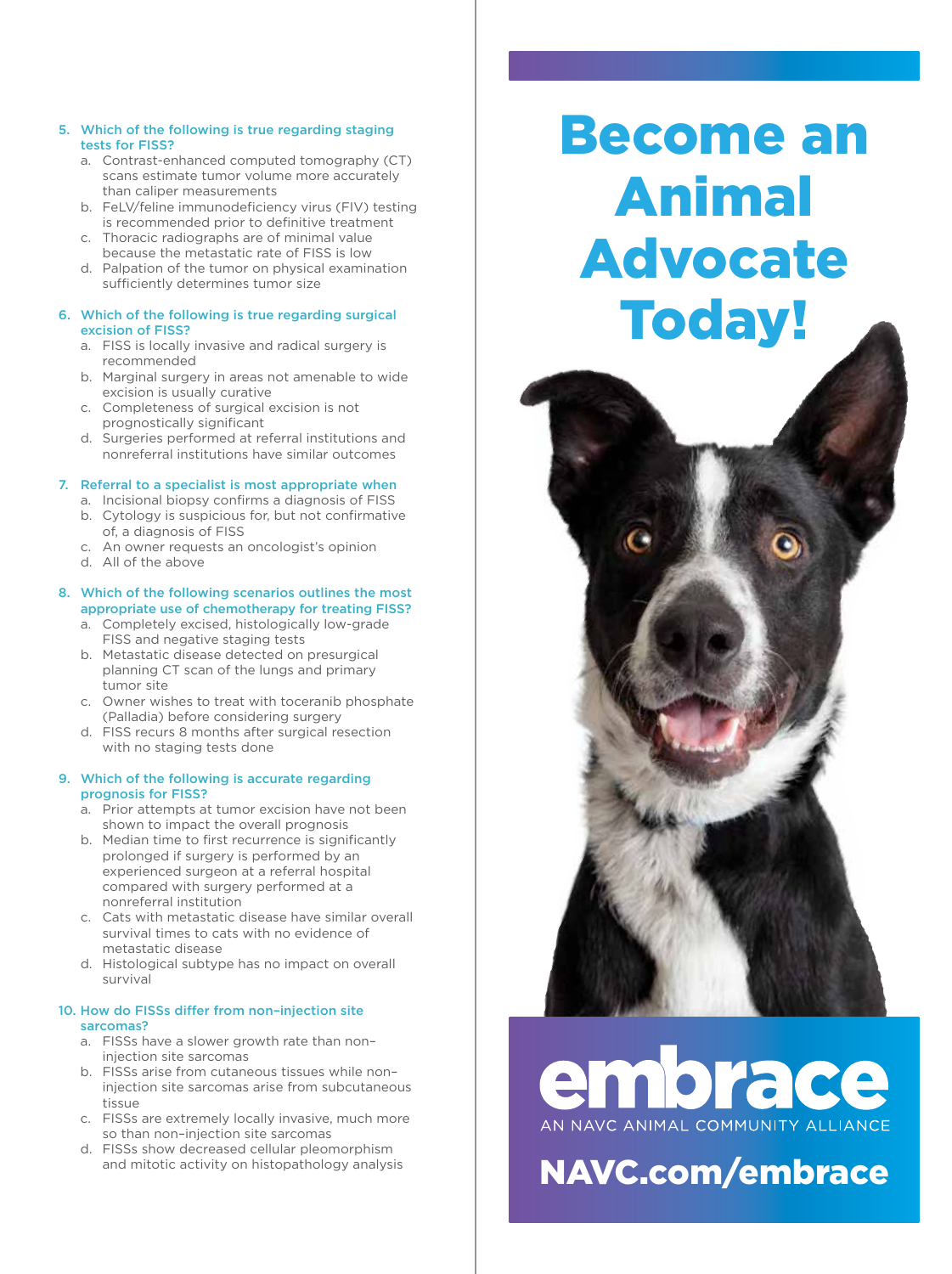5. **Which of the following is true regarding staging tests for FISS?**
   a. Contrast-enhanced computed tomography (CT) scans estimate tumor volume more accurately than caliper measurements
   b. FeLV/feline immunodeficiency virus (FIV) testing is recommended prior to definitive treatment
   c. Thoracic radiographs are of minimal value because the metastatic rate of FISS is low
   d. Palpation of the tumor on physical examination sufficiently determines tumor size

6. **Which of the following is true regarding surgical excision of FISS?**
   a. FISS is locally invasive and radical surgery is recommended
   b. Marginal surgery in areas not amenable to wide excision is usually curative
   c. Completeness of surgical excision is not prognostically significant
   d. Surgeries performed at referral institutions and nonreferral institutions have similar outcomes

7. **Referral to a specialist is most appropriate when**
   a. Incisional biopsy confirms a diagnosis of FISS
   b. Cytology is suspicious for, but not confirmative of, a diagnosis of FISS
   c. An owner requests an oncologist's opinion
   d. All of the above

8. **Which of the following scenarios outlines the most appropriate use of chemotherapy for treating FISS?**
   a. Completely excised, histologically low-grade FISS and negative staging tests
   b. Metastatic disease detected on presurgical planning CT scan of the lungs and primary tumor site
   c. Owner wishes to treat with toceranib phosphate (Palladia) before considering surgery
   d. FISS recurs 8 months after surgical resection with no staging tests done

9. **Which of the following is accurate regarding prognosis for FISS?**
   a. Prior attempts at tumor excision have not been shown to impact the overall prognosis
   b. Median time to first recurrence is significantly prolonged if surgery is performed by an experienced surgeon at a referral hospital compared with surgery performed at a nonreferral institution
   c. Cats with metastatic disease have similar overall survival times to cats with no evidence of metastatic disease
   d. Histological subtype has no impact on overall survival

10. **How do FISSs differ from non–injection site sarcomas?**
    a. FISSs have a slower growth rate than non–injection site sarcomas
    b. FISSs arise from cutaneous tissues while non–injection site sarcomas arise from subcutaneous tissue
    c. FISSs are extremely locally invasive, much more so than non–injection site sarcomas
    d. FISSs show decreased cellular pleomorphism and mitotic activity on histopathology analysis

# Become an Animal Advocate Today!

embrace

AN NAVC ANIMAL COMMUNITY ALLIANCE

NAVC.com/embrace